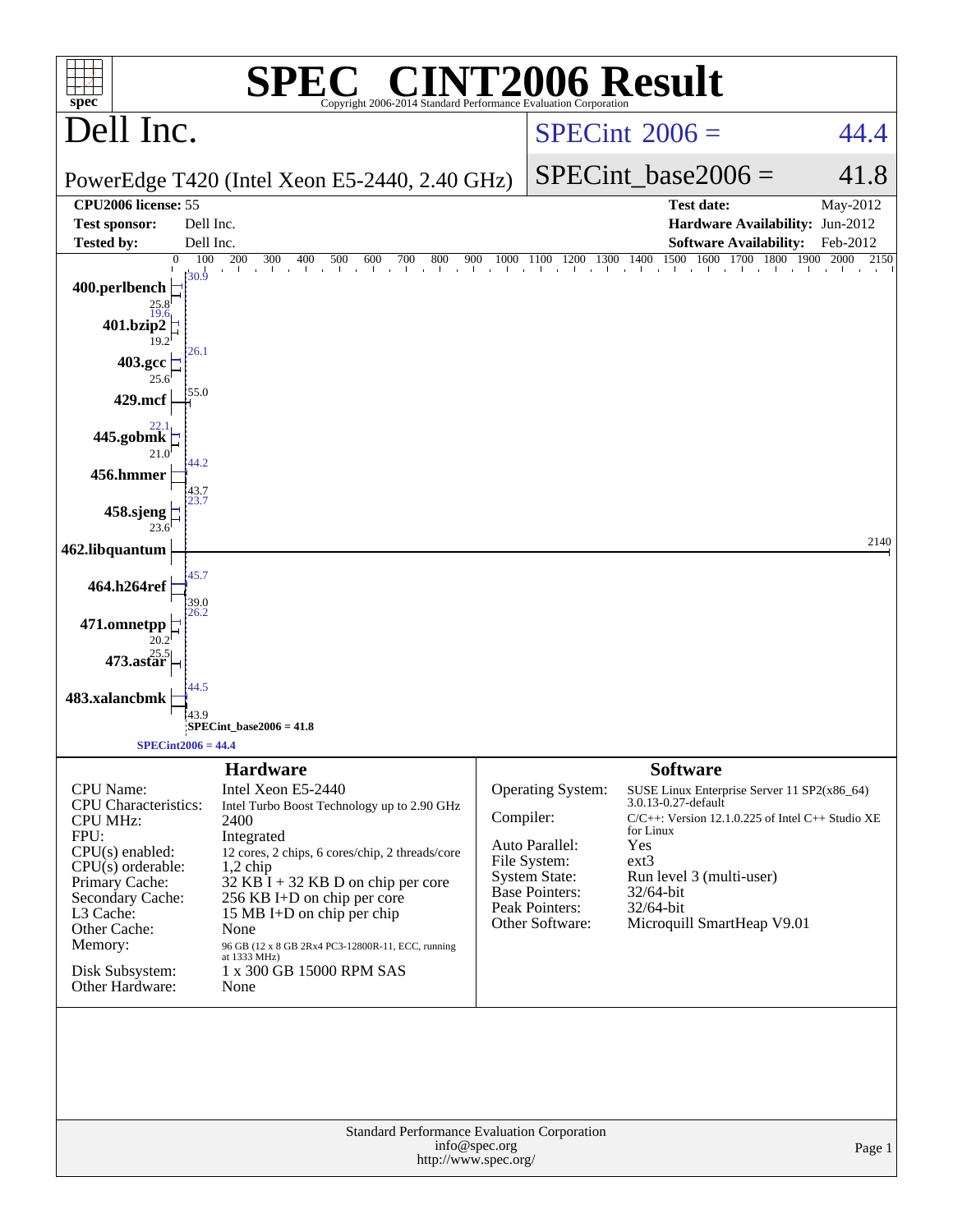# SPEC® CINT2006 Result

Copyright 2006-2014 Standard Performance Evaluation Corporation

## Dell Inc.

PowerEdge T420 (Intel Xeon E5-2440, 2.40 GHz)

SPECint_2006 = 44.4

SPECint_base2006 = 41.8

| | | | |
|---|---|---|---|
| **CPU2006 license:** | 55 | **Test date:** | May-2012 |
| **Test sponsor:** | Dell Inc. | **Hardware Availability:** | Jun-2012 |
| **Tested by:** | Dell Inc. | **Software Availability:** | Feb-2012 |

| Benchmark | Peak | Base |
|---|---|---|
| 400.perlbench | 30.9 | 25.8 |
| 401.bzip2 | 19.6 | 19.2 |
| 403.gcc | 26.1 | 25.6 |
| 429.mcf | 55.0 | |
| 445.gobmk | 22.1 | 21.0 |
| 456.hmmer | 44.2 | 43.7 |
| 458.sjeng | 23.7 | 23.6 |
| 462.libquantum | 2140 | |
| 464.h264ref | 45.7 | 39.0 |
| 471.omnetpp | 26.2 | 20.2 |
| 473.astar | | 25.5 |
| 483.xalancbmk | 44.5 | 43.9 |

SPECint_base2006 = 41.8

SPECint2006 = 44.4

### Hardware

| | |
|---|---|
| CPU Name: | Intel Xeon E5-2440 |
| CPU Characteristics: | Intel Turbo Boost Technology up to 2.90 GHz |
| CPU MHz: | 2400 |
| FPU: | Integrated |
| CPU(s) enabled: | 12 cores, 2 chips, 6 cores/chip, 2 threads/core |
| CPU(s) orderable: | 1,2 chip |
| Primary Cache: | 32 KB I + 32 KB D on chip per core |
| Secondary Cache: | 256 KB I+D on chip per core |
| L3 Cache: | 15 MB I+D on chip per chip |
| Other Cache: | None |
| Memory: | 96 GB (12 x 8 GB 2Rx4 PC3-12800R-11, ECC, running at 1333 MHz) |
| Disk Subsystem: | 1 x 300 GB 15000 RPM SAS |
| Other Hardware: | None |

### Software

| | |
|---|---|
| Operating System: | SUSE Linux Enterprise Server 11 SP2(x86_64) 3.0.13-0.27-default |
| Compiler: | C/C++: Version 12.1.0.225 of Intel C++ Studio XE for Linux |
| Auto Parallel: | Yes |
| File System: | ext3 |
| System State: | Run level 3 (multi-user) |
| Base Pointers: | 32/64-bit |
| Peak Pointers: | 32/64-bit |
| Other Software: | Microquill SmartHeap V9.01 |

Standard Performance Evaluation Corporation
info@spec.org
http://www.spec.org/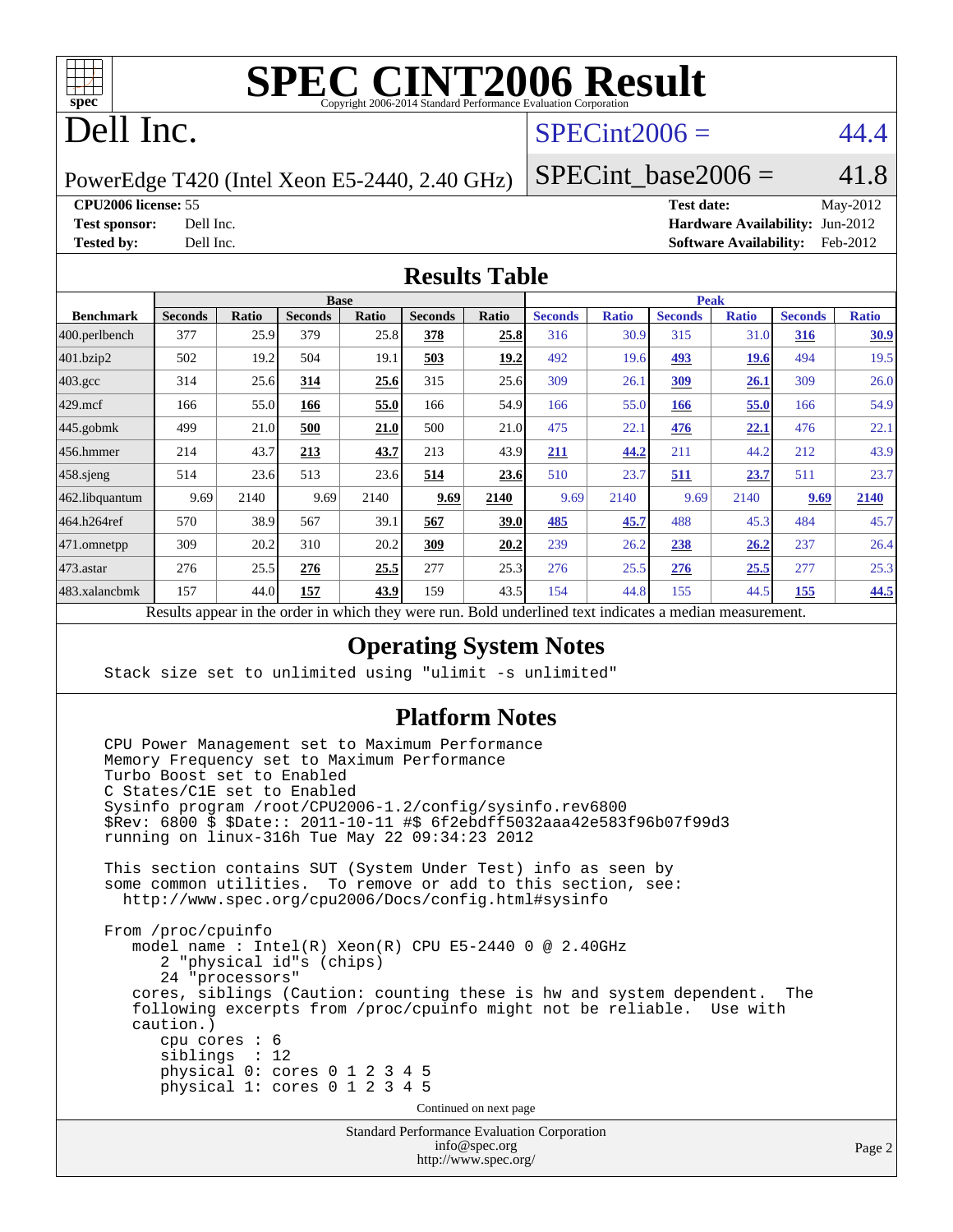# SPEC CINT2006 Result

Copyright 2006-2014 Standard Performance Evaluation Corporation

## Dell Inc.

PowerEdge T420 (Intel Xeon E5-2440, 2.40 GHz)

SPECint2006 = 44.4

SPECint_base2006 = 41.8

**CPU2006 license:** 55
**Test sponsor:** Dell Inc.
**Tested by:** Dell Inc.

**Test date:** May-2012
**Hardware Availability:** Jun-2012
**Software Availability:** Feb-2012

## Results Table

| Benchmark | Base | | | | | | Peak | | | | | |
|---|---|---|---|---|---|---|---|---|---|---|---|---|
| | Seconds | Ratio | Seconds | Ratio | Seconds | Ratio | Seconds | Ratio | Seconds | Ratio | Seconds | Ratio |
| 400.perlbench | 377 | 25.9 | 379 | 25.8 | **378** | **25.8** | 316 | 30.9 | 315 | 31.0 | **316** | **30.9** |
| 401.bzip2 | 502 | 19.2 | 504 | 19.1 | **503** | **19.2** | 492 | 19.6 | **493** | **19.6** | 494 | 19.5 |
| 403.gcc | 314 | 25.6 | **314** | **25.6** | 315 | 25.6 | 309 | 26.1 | **309** | **26.1** | 309 | 26.0 |
| 429.mcf | 166 | 55.0 | **166** | **55.0** | 166 | 54.9 | 166 | 55.0 | **166** | **55.0** | 166 | 54.9 |
| 445.gobmk | 499 | 21.0 | **500** | **21.0** | 500 | 21.0 | 475 | 22.1 | **476** | **22.1** | 476 | 22.1 |
| 456.hmmer | 214 | 43.7 | **213** | **43.7** | 213 | 43.9 | **211** | **44.2** | 211 | 44.2 | 212 | 43.9 |
| 458.sjeng | 514 | 23.6 | 513 | 23.6 | **514** | **23.6** | 510 | 23.7 | **511** | **23.7** | 511 | 23.7 |
| 462.libquantum | 9.69 | 2140 | 9.69 | 2140 | **9.69** | **2140** | 9.69 | 2140 | 9.69 | 2140 | **9.69** | **2140** |
| 464.h264ref | 570 | 38.9 | 567 | 39.1 | **567** | **39.0** | **485** | **45.7** | 488 | 45.3 | 484 | 45.7 |
| 471.omnetpp | 309 | 20.2 | 310 | 20.2 | **309** | **20.2** | 239 | 26.2 | **238** | **26.2** | 237 | 26.4 |
| 473.astar | 276 | 25.5 | **276** | **25.5** | 277 | 25.3 | 276 | 25.5 | **276** | **25.5** | 277 | 25.3 |
| 483.xalancbmk | 157 | 44.0 | **157** | **43.9** | 159 | 43.5 | 154 | 44.8 | 155 | 44.5 | **155** | **44.5** |

Results appear in the order in which they were run. Bold underlined text indicates a median measurement.

## Operating System Notes

```
Stack size set to unlimited using "ulimit -s unlimited"
```

## Platform Notes

```
CPU Power Management set to Maximum Performance
Memory Frequency set to Maximum Performance
Turbo Boost set to Enabled
C States/C1E set to Enabled
Sysinfo program /root/CPU2006-1.2/config/sysinfo.rev6800
$Rev: 6800 $ $Date:: 2011-10-11 #$ 6f2ebdff5032aaa42e583f96b07f99d3
running on linux-316h Tue May 22 09:34:23 2012

This section contains SUT (System Under Test) info as seen by
some common utilities.  To remove or add to this section, see:
  http://www.spec.org/cpu2006/Docs/config.html#sysinfo

From /proc/cpuinfo
   model name : Intel(R) Xeon(R) CPU E5-2440 0 @ 2.40GHz
      2 "physical id"s (chips)
      24 "processors"
   cores, siblings (Caution: counting these is hw and system dependent.  The
   following excerpts from /proc/cpuinfo might not be reliable.  Use with
   caution.)
      cpu cores : 6
      siblings  : 12
      physical 0: cores 0 1 2 3 4 5
      physical 1: cores 0 1 2 3 4 5
```

Continued on next page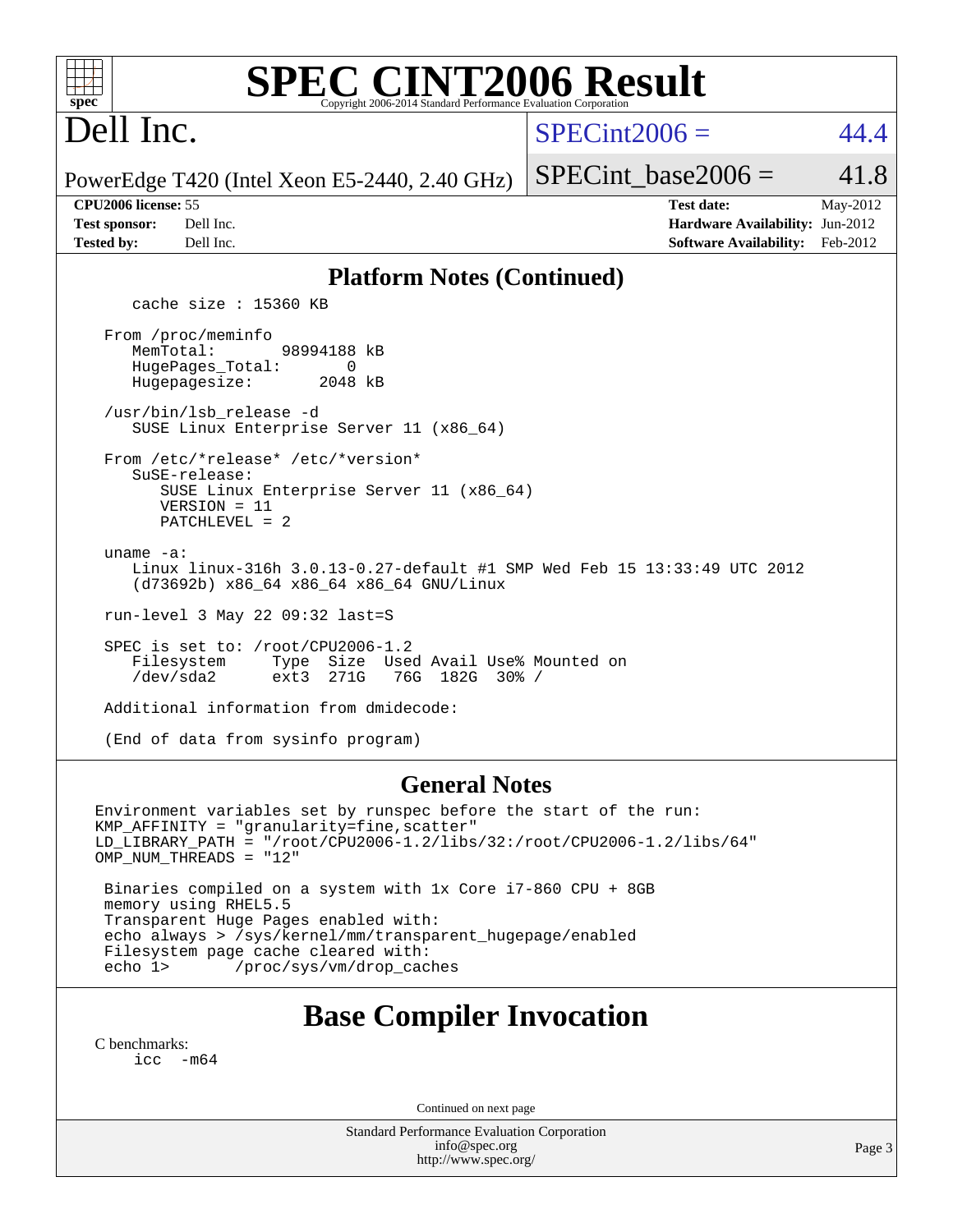# Platform Notes (Continued)

```
   cache size : 15360 KB

From /proc/meminfo
   MemTotal:       98994188 kB
   HugePages_Total:       0
   Hugepagesize:       2048 kB

/usr/bin/lsb_release -d
   SUSE Linux Enterprise Server 11 (x86_64)

From /etc/*release* /etc/*version*
   SuSE-release:
      SUSE Linux Enterprise Server 11 (x86_64)
      VERSION = 11
      PATCHLEVEL = 2

uname -a:
   Linux linux-316h 3.0.13-0.27-default #1 SMP Wed Feb 15 13:33:49 UTC 2012
   (d73692b) x86_64 x86_64 x86_64 GNU/Linux

run-level 3 May 22 09:32 last=S

SPEC is set to: /root/CPU2006-1.2
   Filesystem     Type  Size  Used Avail Use% Mounted on
   /dev/sda2      ext3  271G   76G  182G  30% /

Additional information from dmidecode:

(End of data from sysinfo program)
```

# General Notes

```
Environment variables set by runspec before the start of the run:
KMP_AFFINITY = "granularity=fine,scatter"
LD_LIBRARY_PATH = "/root/CPU2006-1.2/libs/32:/root/CPU2006-1.2/libs/64"
OMP_NUM_THREADS = "12"

 Binaries compiled on a system with 1x Core i7-860 CPU + 8GB
 memory using RHEL5.5
 Transparent Huge Pages enabled with:
 echo always > /sys/kernel/mm/transparent_hugepage/enabled
 Filesystem page cache cleared with:
 echo 1>       /proc/sys/vm/drop_caches
```

# Base Compiler Invocation

C benchmarks:
```
icc  -m64
```

Continued on next page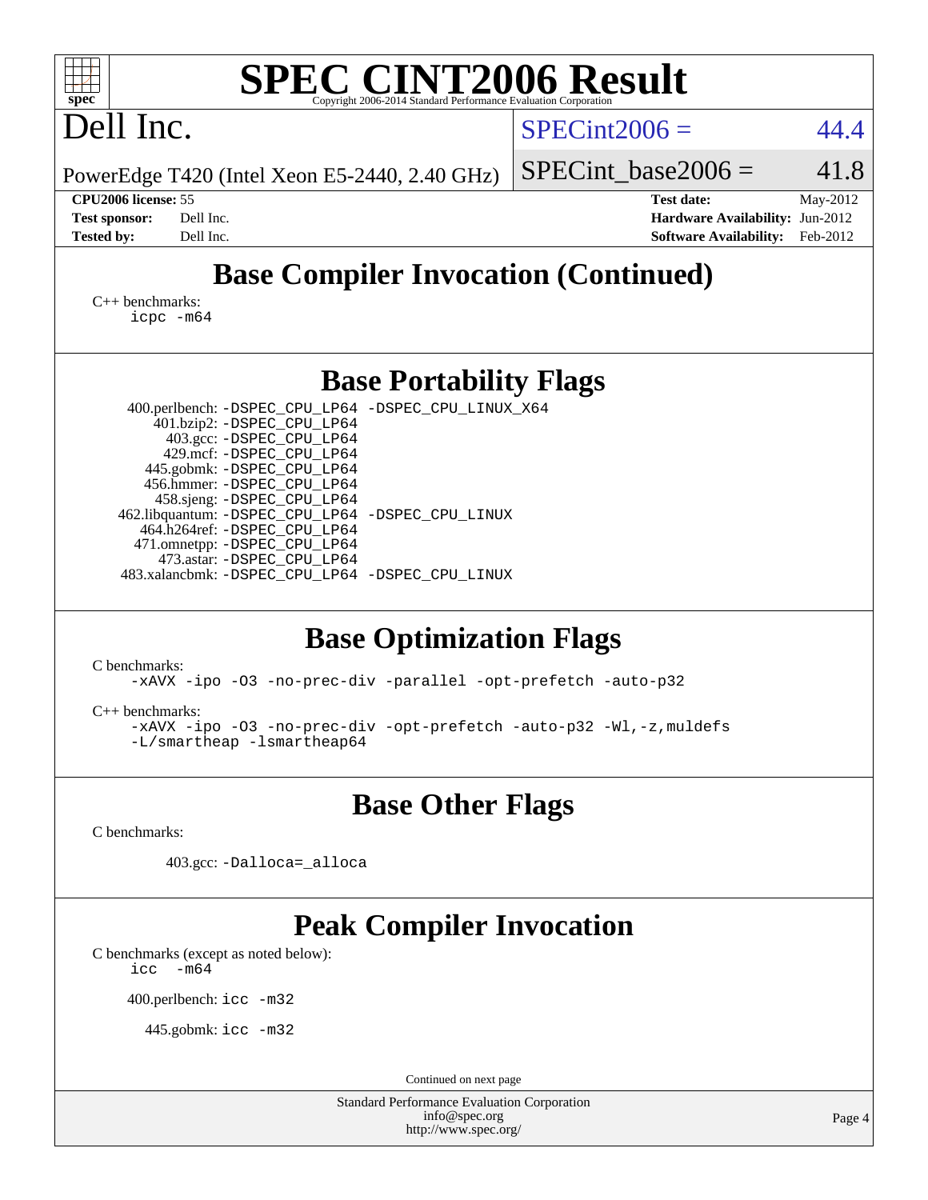# SPEC CINT2006 Result

Copyright 2006-2014 Standard Performance Evaluation Corporation

# Dell Inc.

PowerEdge T420 (Intel Xeon E5-2440, 2.40 GHz)

SPECint2006 = 44.4

SPECint_base2006 = 41.8

**CPU2006 license:** 55
**Test sponsor:** Dell Inc.
**Tested by:** Dell Inc.

**Test date:** May-2012
**Hardware Availability:** Jun-2012
**Software Availability:** Feb-2012

## Base Compiler Invocation (Continued)

C++ benchmarks:
```
icpc -m64
```

## Base Portability Flags

400.perlbench: `-DSPEC_CPU_LP64 -DSPEC_CPU_LINUX_X64`
401.bzip2: `-DSPEC_CPU_LP64`
403.gcc: `-DSPEC_CPU_LP64`
429.mcf: `-DSPEC_CPU_LP64`
445.gobmk: `-DSPEC_CPU_LP64`
456.hmmer: `-DSPEC_CPU_LP64`
458.sjeng: `-DSPEC_CPU_LP64`
462.libquantum: `-DSPEC_CPU_LP64 -DSPEC_CPU_LINUX`
464.h264ref: `-DSPEC_CPU_LP64`
471.omnetpp: `-DSPEC_CPU_LP64`
473.astar: `-DSPEC_CPU_LP64`
483.xalancbmk: `-DSPEC_CPU_LP64 -DSPEC_CPU_LINUX`

## Base Optimization Flags

C benchmarks:
```
-xAVX -ipo -O3 -no-prec-div -parallel -opt-prefetch -auto-p32
```

C++ benchmarks:
```
-xAVX -ipo -O3 -no-prec-div -opt-prefetch -auto-p32 -Wl,-z,muldefs
-L/smartheap -lsmartheap64
```

## Base Other Flags

C benchmarks:

403.gcc: `-Dalloca=_alloca`

## Peak Compiler Invocation

C benchmarks (except as noted below):
```
icc -m64
```

400.perlbench: `icc -m32`

445.gobmk: `icc -m32`

Continued on next page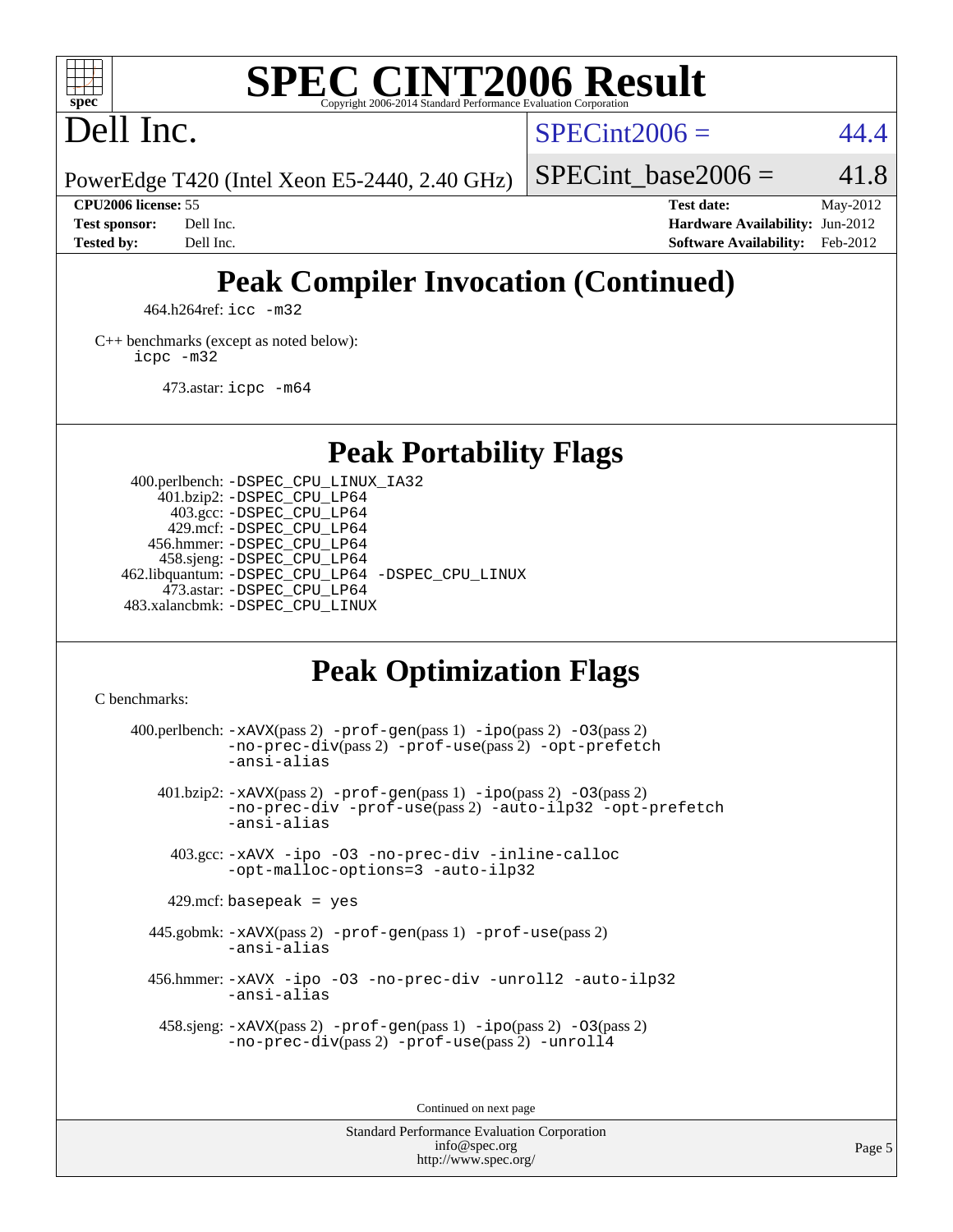# SPEC CINT2006 Result

Copyright 2006-2014 Standard Performance Evaluation Corporation

# Dell Inc.

PowerEdge T420 (Intel Xeon E5-2440, 2.40 GHz)

SPECint2006 = 44.4

SPECint_base2006 = 41.8

**CPU2006 license:** 55
**Test sponsor:** Dell Inc.
**Tested by:** Dell Inc.

**Test date:** May-2012
**Hardware Availability:** Jun-2012
**Software Availability:** Feb-2012

## Peak Compiler Invocation (Continued)

464.h264ref: `icc -m32`

C++ benchmarks (except as noted below):
`icpc -m32`

473.astar: `icpc -m64`

## Peak Portability Flags

400.perlbench: `-DSPEC_CPU_LINUX_IA32`
401.bzip2: `-DSPEC_CPU_LP64`
403.gcc: `-DSPEC_CPU_LP64`
429.mcf: `-DSPEC_CPU_LP64`
456.hmmer: `-DSPEC_CPU_LP64`
458.sjeng: `-DSPEC_CPU_LP64`
462.libquantum: `-DSPEC_CPU_LP64 -DSPEC_CPU_LINUX`
473.astar: `-DSPEC_CPU_LP64`
483.xalancbmk: `-DSPEC_CPU_LINUX`

## Peak Optimization Flags

C benchmarks:

400.perlbench: `-xAVX`(pass 2) `-prof-gen`(pass 1) `-ipo`(pass 2) `-O3`(pass 2) `-no-prec-div`(pass 2) `-prof-use`(pass 2) `-opt-prefetch` `-ansi-alias`

401.bzip2: `-xAVX`(pass 2) `-prof-gen`(pass 1) `-ipo`(pass 2) `-O3`(pass 2) `-no-prec-div` `-prof-use`(pass 2) `-auto-ilp32` `-opt-prefetch` `-ansi-alias`

403.gcc: `-xAVX -ipo -O3 -no-prec-div -inline-calloc -opt-malloc-options=3 -auto-ilp32`

429.mcf: `basepeak = yes`

445.gobmk: `-xAVX`(pass 2) `-prof-gen`(pass 1) `-prof-use`(pass 2) `-ansi-alias`

456.hmmer: `-xAVX -ipo -O3 -no-prec-div -unroll2 -auto-ilp32 -ansi-alias`

458.sjeng: `-xAVX`(pass 2) `-prof-gen`(pass 1) `-ipo`(pass 2) `-O3`(pass 2) `-no-prec-div`(pass 2) `-prof-use`(pass 2) `-unroll4`

Continued on next page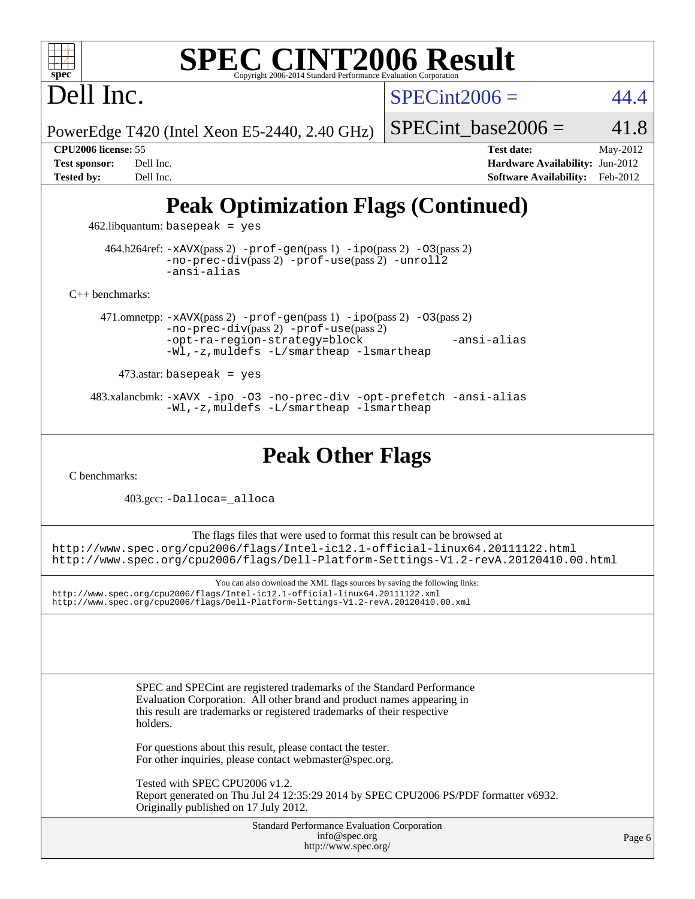# SPEC CINT2006 Result

Dell Inc.

PowerEdge T420 (Intel Xeon E5-2440, 2.40 GHz)

SPECint2006 = 44.4

SPECint_base2006 = 41.8

**CPU2006 license:** 55
**Test sponsor:** Dell Inc.
**Tested by:** Dell Inc.

**Test date:** May-2012
**Hardware Availability:** Jun-2012
**Software Availability:** Feb-2012

## Peak Optimization Flags (Continued)

462.libquantum: `basepeak = yes`

464.h264ref: `-xAVX`(pass 2) `-prof-gen`(pass 1) `-ipo`(pass 2) `-O3`(pass 2) `-no-prec-div`(pass 2) `-prof-use`(pass 2) `-unroll2` `-ansi-alias`

C++ benchmarks:

471.omnetpp: `-xAVX`(pass 2) `-prof-gen`(pass 1) `-ipo`(pass 2) `-O3`(pass 2) `-no-prec-div`(pass 2) `-prof-use`(pass 2) `-opt-ra-region-strategy=block` `-ansi-alias` `-Wl,-z,muldefs` `-L/smartheap` `-lsmartheap`

473.astar: `basepeak = yes`

483.xalancbmk: `-xAVX -ipo -O3 -no-prec-div -opt-prefetch -ansi-alias -Wl,-z,muldefs -L/smartheap -lsmartheap`

## Peak Other Flags

C benchmarks:

403.gcc: `-Dalloca=_alloca`

The flags files that were used to format this result can be browsed at
http://www.spec.org/cpu2006/flags/Intel-ic12.1-official-linux64.20111122.html
http://www.spec.org/cpu2006/flags/Dell-Platform-Settings-V1.2-revA.20120410.00.html

You can also download the XML flags sources by saving the following links:
http://www.spec.org/cpu2006/flags/Intel-ic12.1-official-linux64.20111122.xml
http://www.spec.org/cpu2006/flags/Dell-Platform-Settings-V1.2-revA.20120410.00.xml

SPEC and SPECint are registered trademarks of the Standard Performance Evaluation Corporation. All other brand and product names appearing in this result are trademarks or registered trademarks of their respective holders.

For questions about this result, please contact the tester.
For other inquiries, please contact webmaster@spec.org.

Tested with SPEC CPU2006 v1.2.
Report generated on Thu Jul 24 12:35:29 2014 by SPEC CPU2006 PS/PDF formatter v6932.
Originally published on 17 July 2012.